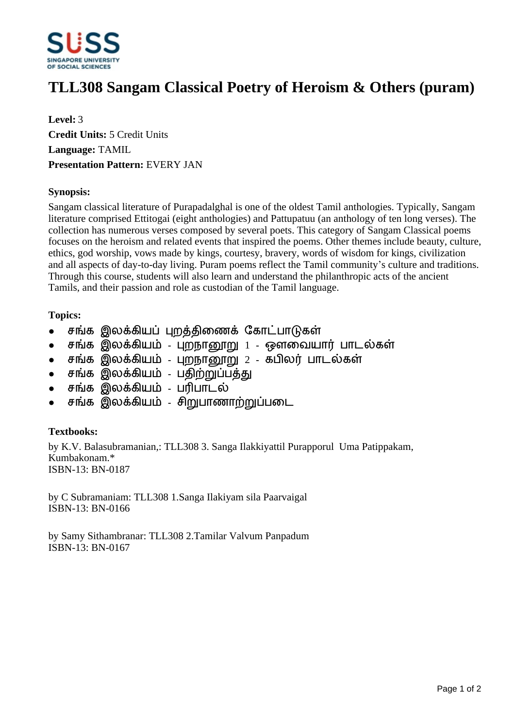# TLL308 Sangam Classical Poetry of Heroism & Others (puram)

**Level:** 3
**Credit Units:** 5 Credit Units
**Language:** TAMIL
**Presentation Pattern:** EVERY JAN

**Synopsis:**

Sangam classical literature of Purapadalghal is one of the oldest Tamil anthologies. Typically, Sangam literature comprised Ettitogai (eight anthologies) and Pattupatuu (an anthology of ten long verses). The collection has numerous verses composed by several poets. This category of Sangam Classical poems focuses on the heroism and related events that inspired the poems. Other themes include beauty, culture, ethics, god worship, vows made by kings, courtesy, bravery, words of wisdom for kings, civilization and all aspects of day-to-day living. Puram poems reflect the Tamil community's culture and traditions. Through this course, students will also learn and understand the philanthropic acts of the ancient Tamils, and their passion and role as custodian of the Tamil language.

**Topics:**

- சங்க இலக்கியப் புறத்திணைக் கோட்பாடுகள்
- சங்க இலக்கியம் - புறநானூறு 1 - ஔவையார் பாடல்கள்
- சங்க இலக்கியம் - புறநானூறு 2 - கபிலர் பாடல்கள்
- சங்க இலக்கியம் - பதிற்றுப்பத்து
- சங்க இலக்கியம் - பரிபாடல்
- சங்க இலக்கியம் - சிறுபாணாற்றுப்படை

**Textbooks:**

by K.V. Balasubramanian,: TLL308 3. Sanga Ilakkiyattil Purapporul Uma Patippakam, Kumbakonam.*
ISBN-13: BN-0187

by C Subramaniam: TLL308 1.Sanga Ilakiyam sila Paarvaigal
ISBN-13: BN-0166

by Samy Sithambranar: TLL308 2.Tamilar Valvum Panpadum
ISBN-13: BN-0167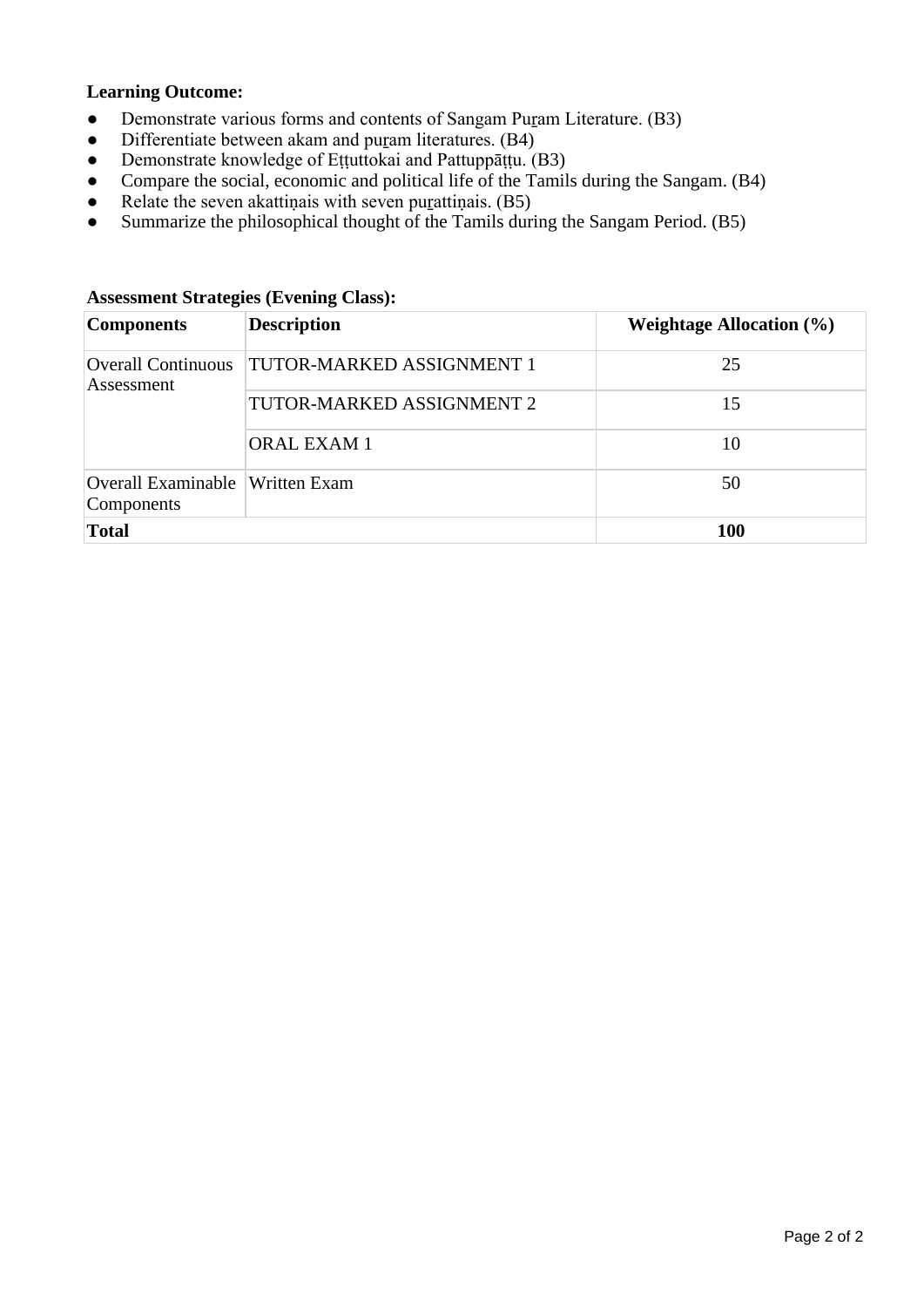**Learning Outcome:**

- Demonstrate various forms and contents of Sangam Puṟam Literature. (B3)
- Differentiate between akam and puṟam literatures. (B4)
- Demonstrate knowledge of Eṭṭuttokai and Pattuppāṭṭu. (B3)
- Compare the social, economic and political life of the Tamils during the Sangam. (B4)
- Relate the seven akattiṇais with seven puṟattiṇais. (B5)
- Summarize the philosophical thought of the Tamils during the Sangam Period. (B5)

**Assessment Strategies (Evening Class):**

| **Components** | **Description** | **Weightage Allocation (%)** |
|---|---|---|
| Overall Continuous Assessment | TUTOR-MARKED ASSIGNMENT 1 | 25 |
| | TUTOR-MARKED ASSIGNMENT 2 | 15 |
| | ORAL EXAM 1 | 10 |
| Overall Examinable Components | Written Exam | 50 |
| **Total** | | **100** |